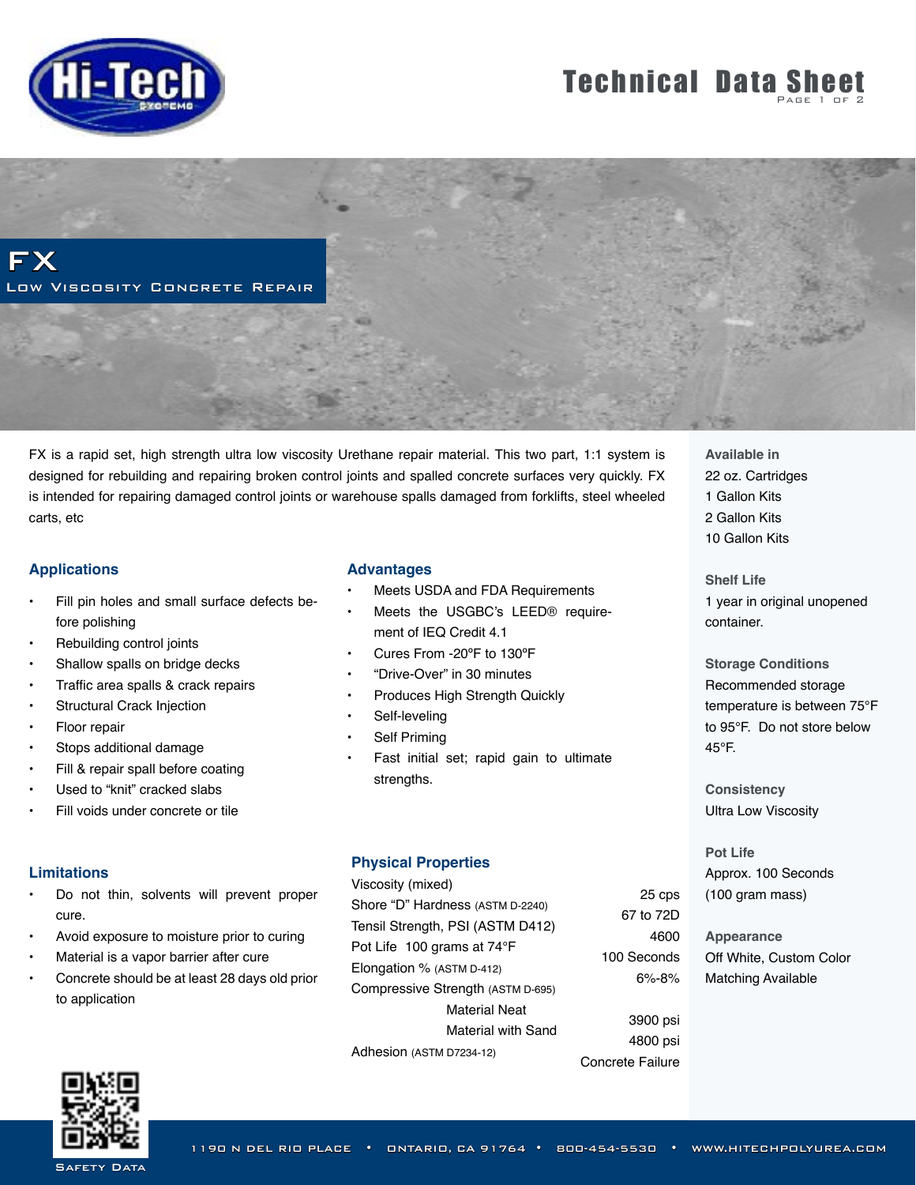# Technical Data Sheet

## FX

### Low Viscosity Concrete Repair

FX is a rapid set, high strength ultra low viscosity Urethane repair material. This two part, 1:1 system is designed for rebuilding and repairing broken control joints and spalled concrete surfaces very quickly. FX is intended for repairing damaged control joints or warehouse spalls damaged from forklifts, steel wheeled carts, etc

### Applications

- Fill pin holes and small surface defects before polishing
- Rebuilding control joints
- Shallow spalls on bridge decks
- Traffic area spalls & crack repairs
- Structural Crack Injection
- Floor repair
- Stops additional damage
- Fill & repair spall before coating
- Used to "knit" cracked slabs
- Fill voids under concrete or tile

### Advantages

- Meets USDA and FDA Requirements
- Meets the USGBC's LEED® requirement of IEQ Credit 4.1
- Cures From -20°F to 130°F
- "Drive-Over" in 30 minutes
- Produces High Strength Quickly
- Self-leveling
- Self Priming
- Fast initial set; rapid gain to ultimate strengths.

### Limitations

- Do not thin, solvents will prevent proper cure.
- Avoid exposure to moisture prior to curing
- Material is a vapor barrier after cure
- Concrete should be at least 28 days old prior to application

### Physical Properties

| Property | Value |
|---|---|
| Viscosity (mixed) | 25 cps |
| Shore "D" Hardness (ASTM D-2240) | 67 to 72D |
| Tensil Strength, PSI (ASTM D412) | 4600 |
| Pot Life 100 grams at 74°F | 100 Seconds |
| Elongation % (ASTM D-412) | 6%-8% |
| Compressive Strength (ASTM D-695) | |
| Material Neat | 3900 psi |
| Material with Sand | 4800 psi |
| Adhesion (ASTM D7234-12) | Concrete Failure |

### Available in

22 oz. Cartridges
1 Gallon Kits
2 Gallon Kits
10 Gallon Kits

### Shelf Life

1 year in original unopened container.

### Storage Conditions

Recommended storage temperature is between 75°F to 95°F. Do not store below 45°F.

### Consistency

Ultra Low Viscosity

### Pot Life

Approx. 100 Seconds (100 gram mass)

### Appearance

Off White, Custom Color Matching Available

Safety Data

1190 N Del Rio Place • Ontario, CA 91764 • 800-454-5530 • www.hitechpolyurea.com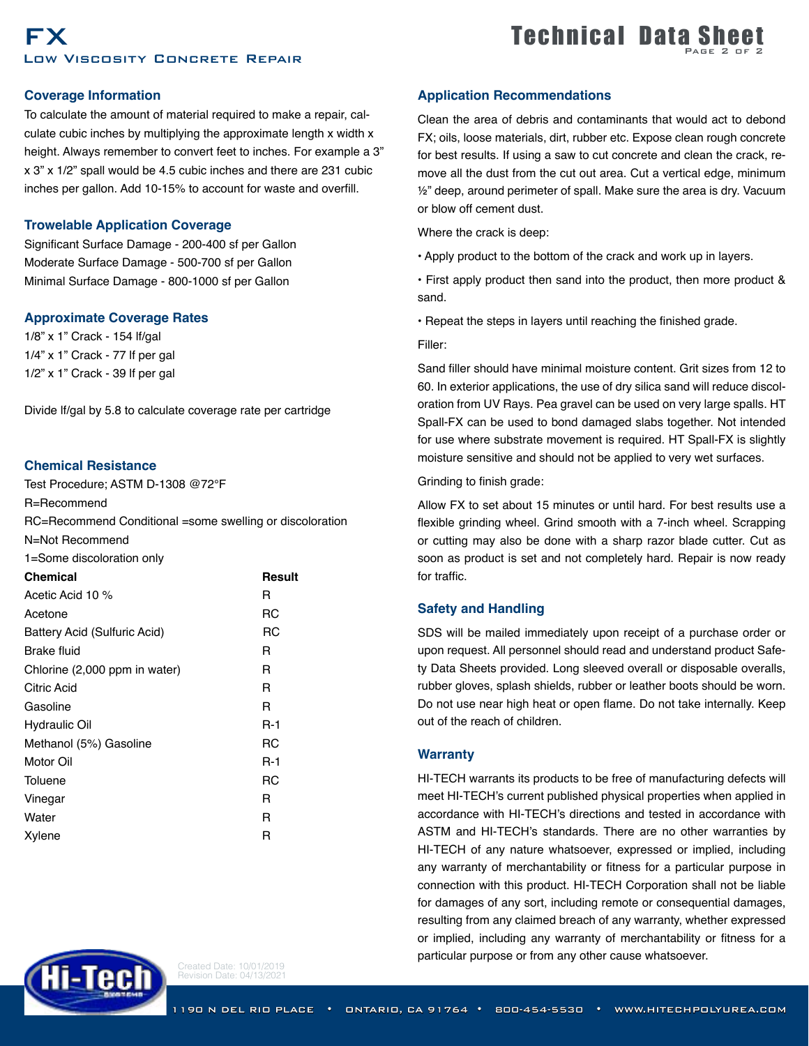# FX

Low Viscosity Concrete Repair

## Coverage Information

To calculate the amount of material required to make a repair, calculate cubic inches by multiplying the approximate length x width x height. Always remember to convert feet to inches. For example a 3" x 3" x 1/2" spall would be 4.5 cubic inches and there are 231 cubic inches per gallon. Add 10-15% to account for waste and overfill.

## Trowelable Application Coverage

Significant Surface Damage - 200-400 sf per Gallon
Moderate Surface Damage - 500-700 sf per Gallon
Minimal Surface Damage - 800-1000 sf per Gallon

## Approximate Coverage Rates

1/8" x 1" Crack - 154 lf/gal
1/4" x 1" Crack - 77 lf per gal
1/2" x 1" Crack - 39 lf per gal

Divide lf/gal by 5.8 to calculate coverage rate per cartridge

## Chemical Resistance

Test Procedure; ASTM D-1308 @72°F
R=Recommend
RC=Recommend Conditional =some swelling or discoloration
N=Not Recommend
1=Some discoloration only

| Chemical | Result |
|---|---|
| Acetic Acid 10 % | R |
| Acetone | RC |
| Battery Acid (Sulfuric Acid) | RC |
| Brake fluid | R |
| Chlorine (2,000 ppm in water) | R |
| Citric Acid | R |
| Gasoline | R |
| Hydraulic Oil | R-1 |
| Methanol (5%) Gasoline | RC |
| Motor Oil | R-1 |
| Toluene | RC |
| Vinegar | R |
| Water | R |
| Xylene | R |

## Application Recommendations

Clean the area of debris and contaminants that would act to debond FX; oils, loose materials, dirt, rubber etc. Expose clean rough concrete for best results. If using a saw to cut concrete and clean the crack, remove all the dust from the cut out area. Cut a vertical edge, minimum ½" deep, around perimeter of spall. Make sure the area is dry. Vacuum or blow off cement dust.

Where the crack is deep:

- Apply product to the bottom of the crack and work up in layers.
- First apply product then sand into the product, then more product & sand.
- Repeat the steps in layers until reaching the finished grade.

Filler:

Sand filler should have minimal moisture content. Grit sizes from 12 to 60. In exterior applications, the use of dry silica sand will reduce discoloration from UV Rays. Pea gravel can be used on very large spalls. HT Spall-FX can be used to bond damaged slabs together. Not intended for use where substrate movement is required. HT Spall-FX is slightly moisture sensitive and should not be applied to very wet surfaces.

Grinding to finish grade:

Allow FX to set about 15 minutes or until hard. For best results use a flexible grinding wheel. Grind smooth with a 7-inch wheel. Scrapping or cutting may also be done with a sharp razor blade cutter. Cut as soon as product is set and not completely hard. Repair is now ready for traffic.

## Safety and Handling

SDS will be mailed immediately upon receipt of a purchase order or upon request. All personnel should read and understand product Safety Data Sheets provided. Long sleeved overall or disposable overalls, rubber gloves, splash shields, rubber or leather boots should be worn. Do not use near high heat or open flame. Do not take internally. Keep out of the reach of children.

## Warranty

HI-TECH warrants its products to be free of manufacturing defects will meet HI-TECH's current published physical properties when applied in accordance with HI-TECH's directions and tested in accordance with ASTM and HI-TECH's standards. There are no other warranties by HI-TECH of any nature whatsoever, expressed or implied, including any warranty of merchantability or fitness for a particular purpose in connection with this product. HI-TECH Corporation shall not be liable for damages of any sort, including remote or consequential damages, resulting from any claimed breach of any warranty, whether expressed or implied, including any warranty of merchantability or fitness for a particular purpose or from any other cause whatsoever.

Created Date: 10/01/2019
Revision Date: 04/13/2021

1190 N DEL RIO PLACE • ONTARIO, CA 91764 • 800-454-5530 • WWW.HITECHPOLYUREA.COM